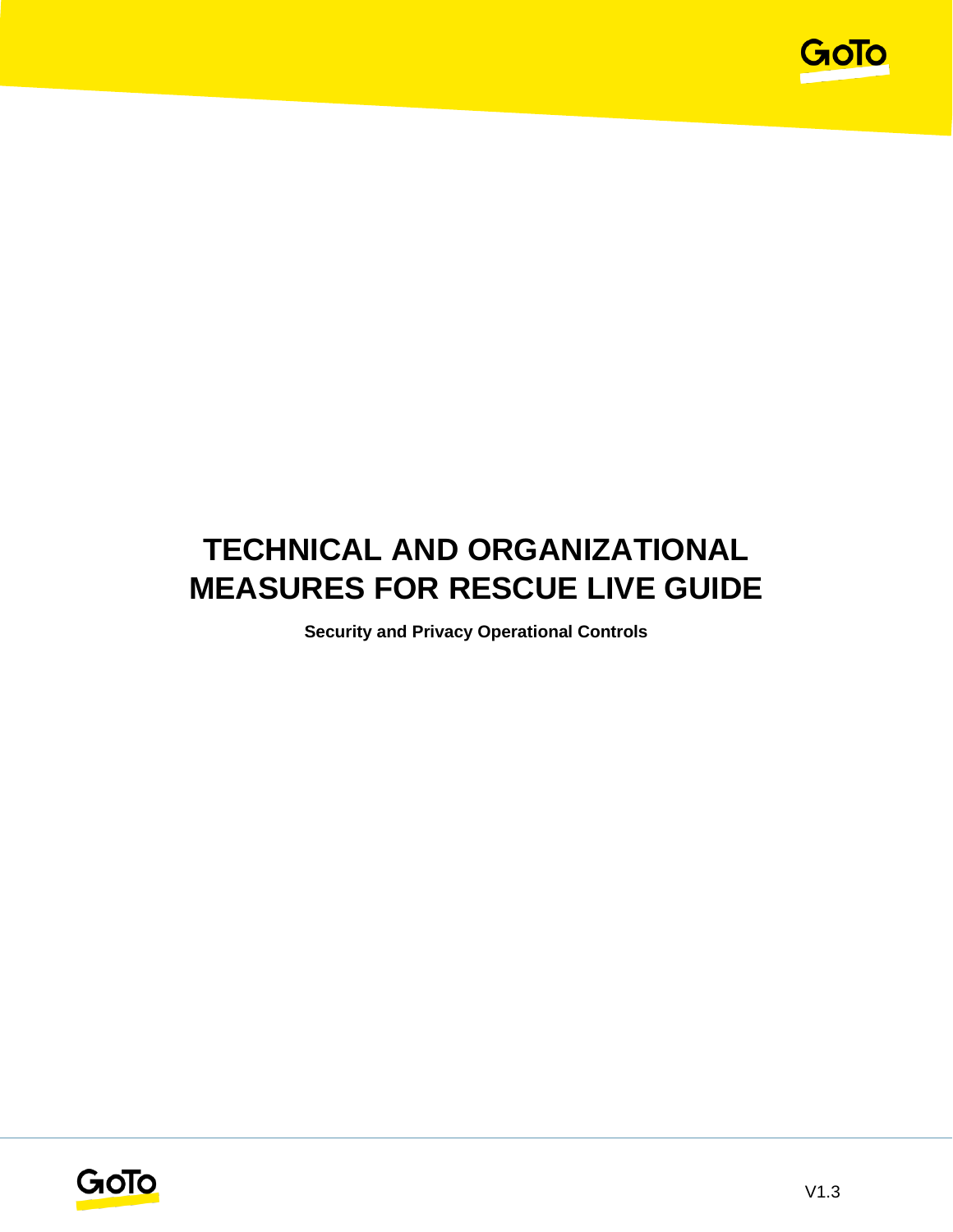# TECHNICAL AND ORGANIZATIONAL MEASURES FOR RESCUE LIVE GUIDE

**Security and Privacy Operational Controls**

V1.3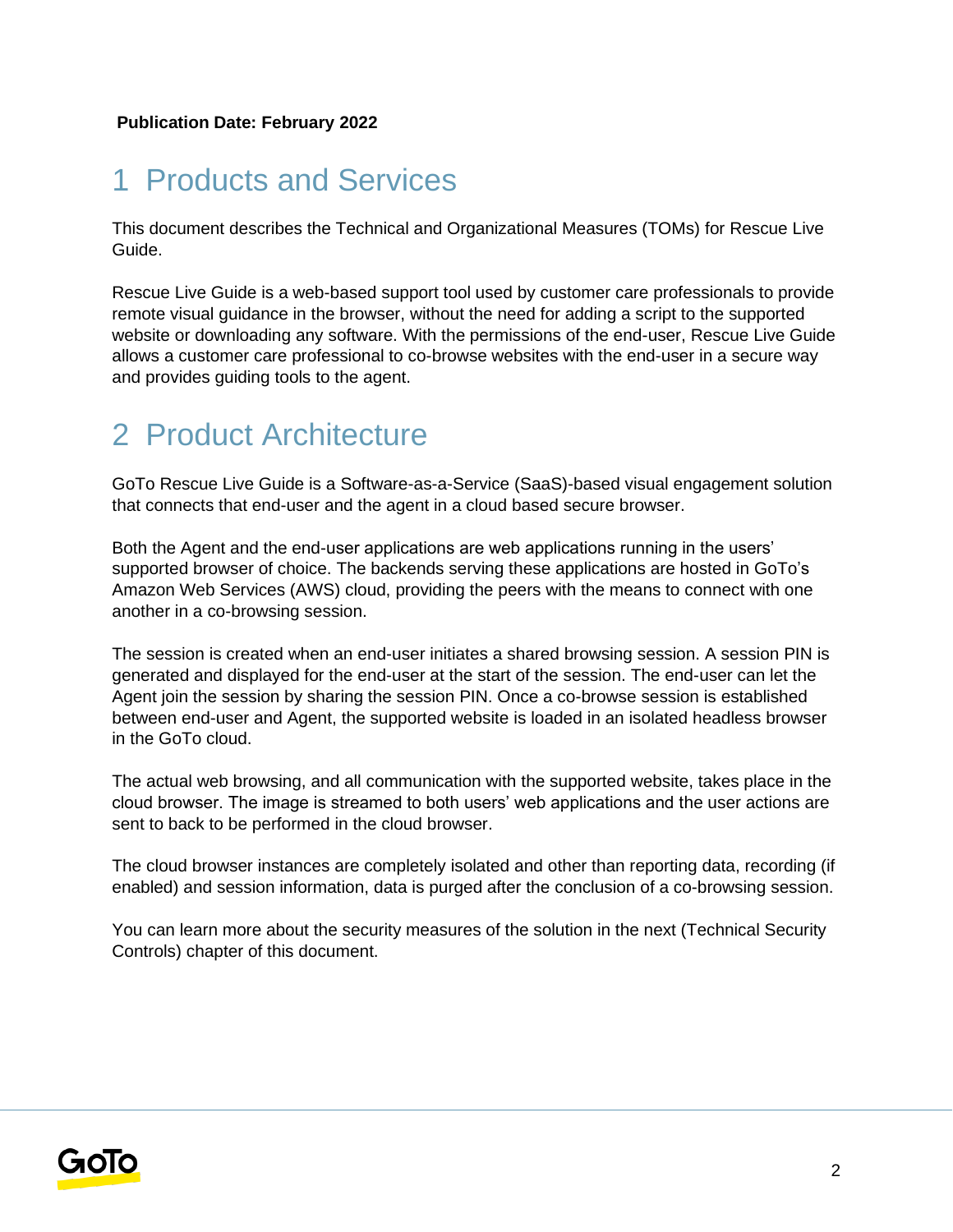**Publication Date: February 2022**

# 1 Products and Services

This document describes the Technical and Organizational Measures (TOMs) for Rescue Live Guide.

Rescue Live Guide is a web-based support tool used by customer care professionals to provide remote visual guidance in the browser, without the need for adding a script to the supported website or downloading any software. With the permissions of the end-user, Rescue Live Guide allows a customer care professional to co-browse websites with the end-user in a secure way and provides guiding tools to the agent.

# 2 Product Architecture

GoTo Rescue Live Guide is a Software-as-a-Service (SaaS)-based visual engagement solution that connects that end-user and the agent in a cloud based secure browser.

Both the Agent and the end-user applications are web applications running in the users' supported browser of choice. The backends serving these applications are hosted in GoTo's Amazon Web Services (AWS) cloud, providing the peers with the means to connect with one another in a co-browsing session.

The session is created when an end-user initiates a shared browsing session. A session PIN is generated and displayed for the end-user at the start of the session. The end-user can let the Agent join the session by sharing the session PIN. Once a co-browse session is established between end-user and Agent, the supported website is loaded in an isolated headless browser in the GoTo cloud.

The actual web browsing, and all communication with the supported website, takes place in the cloud browser. The image is streamed to both users' web applications and the user actions are sent to back to be performed in the cloud browser.

The cloud browser instances are completely isolated and other than reporting data, recording (if enabled) and session information, data is purged after the conclusion of a co-browsing session.

You can learn more about the security measures of the solution in the next (Technical Security Controls) chapter of this document.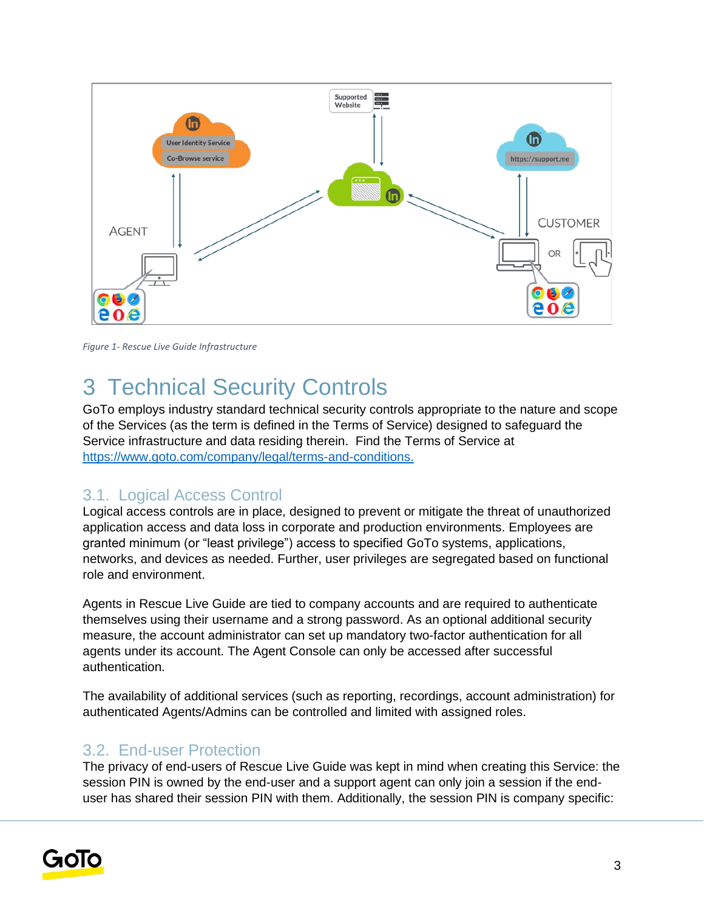*Figure 1- Rescue Live Guide Infrastructure*

# 3 Technical Security Controls

GoTo employs industry standard technical security controls appropriate to the nature and scope of the Services (as the term is defined in the Terms of Service) designed to safeguard the Service infrastructure and data residing therein. Find the Terms of Service at [https://www.goto.com/company/legal/terms-and-conditions.](https://www.goto.com/company/legal/terms-and-conditions)

## 3.1. Logical Access Control

Logical access controls are in place, designed to prevent or mitigate the threat of unauthorized application access and data loss in corporate and production environments. Employees are granted minimum (or "least privilege") access to specified GoTo systems, applications, networks, and devices as needed. Further, user privileges are segregated based on functional role and environment.

Agents in Rescue Live Guide are tied to company accounts and are required to authenticate themselves using their username and a strong password. As an optional additional security measure, the account administrator can set up mandatory two-factor authentication for all agents under its account. The Agent Console can only be accessed after successful authentication.

The availability of additional services (such as reporting, recordings, account administration) for authenticated Agents/Admins can be controlled and limited with assigned roles.

## 3.2. End-user Protection

The privacy of end-users of Rescue Live Guide was kept in mind when creating this Service: the session PIN is owned by the end-user and a support agent can only join a session if the end-user has shared their session PIN with them. Additionally, the session PIN is company specific: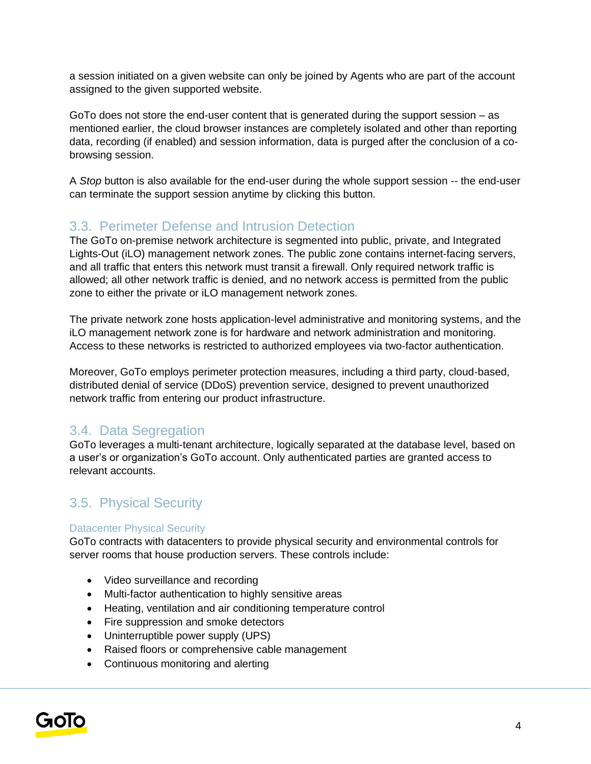a session initiated on a given website can only be joined by Agents who are part of the account assigned to the given supported website.

GoTo does not store the end-user content that is generated during the support session – as mentioned earlier, the cloud browser instances are completely isolated and other than reporting data, recording (if enabled) and session information, data is purged after the conclusion of a co-browsing session.

A *Stop* button is also available for the end-user during the whole support session -- the end-user can terminate the support session anytime by clicking this button.

## 3.3. Perimeter Defense and Intrusion Detection

The GoTo on-premise network architecture is segmented into public, private, and Integrated Lights-Out (iLO) management network zones. The public zone contains internet-facing servers, and all traffic that enters this network must transit a firewall. Only required network traffic is allowed; all other network traffic is denied, and no network access is permitted from the public zone to either the private or iLO management network zones.

The private network zone hosts application-level administrative and monitoring systems, and the iLO management network zone is for hardware and network administration and monitoring. Access to these networks is restricted to authorized employees via two-factor authentication.

Moreover, GoTo employs perimeter protection measures, including a third party, cloud-based, distributed denial of service (DDoS) prevention service, designed to prevent unauthorized network traffic from entering our product infrastructure.

## 3.4. Data Segregation

GoTo leverages a multi-tenant architecture, logically separated at the database level, based on a user's or organization's GoTo account. Only authenticated parties are granted access to relevant accounts.

## 3.5. Physical Security

### Datacenter Physical Security

GoTo contracts with datacenters to provide physical security and environmental controls for server rooms that house production servers. These controls include:

- Video surveillance and recording
- Multi-factor authentication to highly sensitive areas
- Heating, ventilation and air conditioning temperature control
- Fire suppression and smoke detectors
- Uninterruptible power supply (UPS)
- Raised floors or comprehensive cable management
- Continuous monitoring and alerting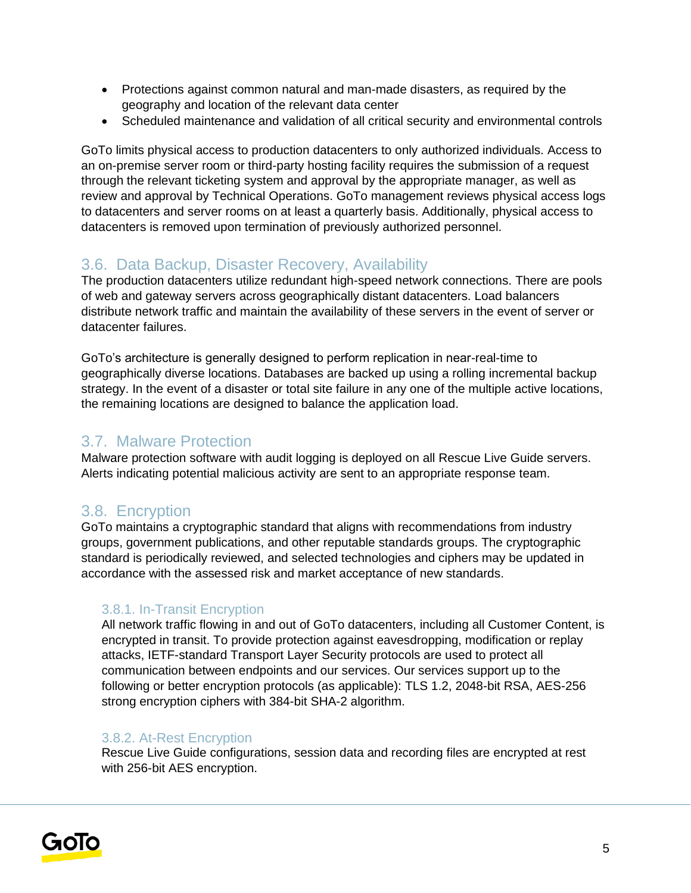- Protections against common natural and man-made disasters, as required by the geography and location of the relevant data center
- Scheduled maintenance and validation of all critical security and environmental controls

GoTo limits physical access to production datacenters to only authorized individuals. Access to an on-premise server room or third-party hosting facility requires the submission of a request through the relevant ticketing system and approval by the appropriate manager, as well as review and approval by Technical Operations. GoTo management reviews physical access logs to datacenters and server rooms on at least a quarterly basis. Additionally, physical access to datacenters is removed upon termination of previously authorized personnel.

## 3.6. Data Backup, Disaster Recovery, Availability

The production datacenters utilize redundant high-speed network connections. There are pools of web and gateway servers across geographically distant datacenters. Load balancers distribute network traffic and maintain the availability of these servers in the event of server or datacenter failures.

GoTo's architecture is generally designed to perform replication in near-real-time to geographically diverse locations. Databases are backed up using a rolling incremental backup strategy. In the event of a disaster or total site failure in any one of the multiple active locations, the remaining locations are designed to balance the application load.

## 3.7. Malware Protection

Malware protection software with audit logging is deployed on all Rescue Live Guide servers. Alerts indicating potential malicious activity are sent to an appropriate response team.

## 3.8. Encryption

GoTo maintains a cryptographic standard that aligns with recommendations from industry groups, government publications, and other reputable standards groups. The cryptographic standard is periodically reviewed, and selected technologies and ciphers may be updated in accordance with the assessed risk and market acceptance of new standards.

### 3.8.1. In-Transit Encryption

All network traffic flowing in and out of GoTo datacenters, including all Customer Content, is encrypted in transit. To provide protection against eavesdropping, modification or replay attacks, IETF-standard Transport Layer Security protocols are used to protect all communication between endpoints and our services. Our services support up to the following or better encryption protocols (as applicable): TLS 1.2, 2048-bit RSA, AES-256 strong encryption ciphers with 384-bit SHA-2 algorithm.

### 3.8.2. At-Rest Encryption

Rescue Live Guide configurations, session data and recording files are encrypted at rest with 256-bit AES encryption.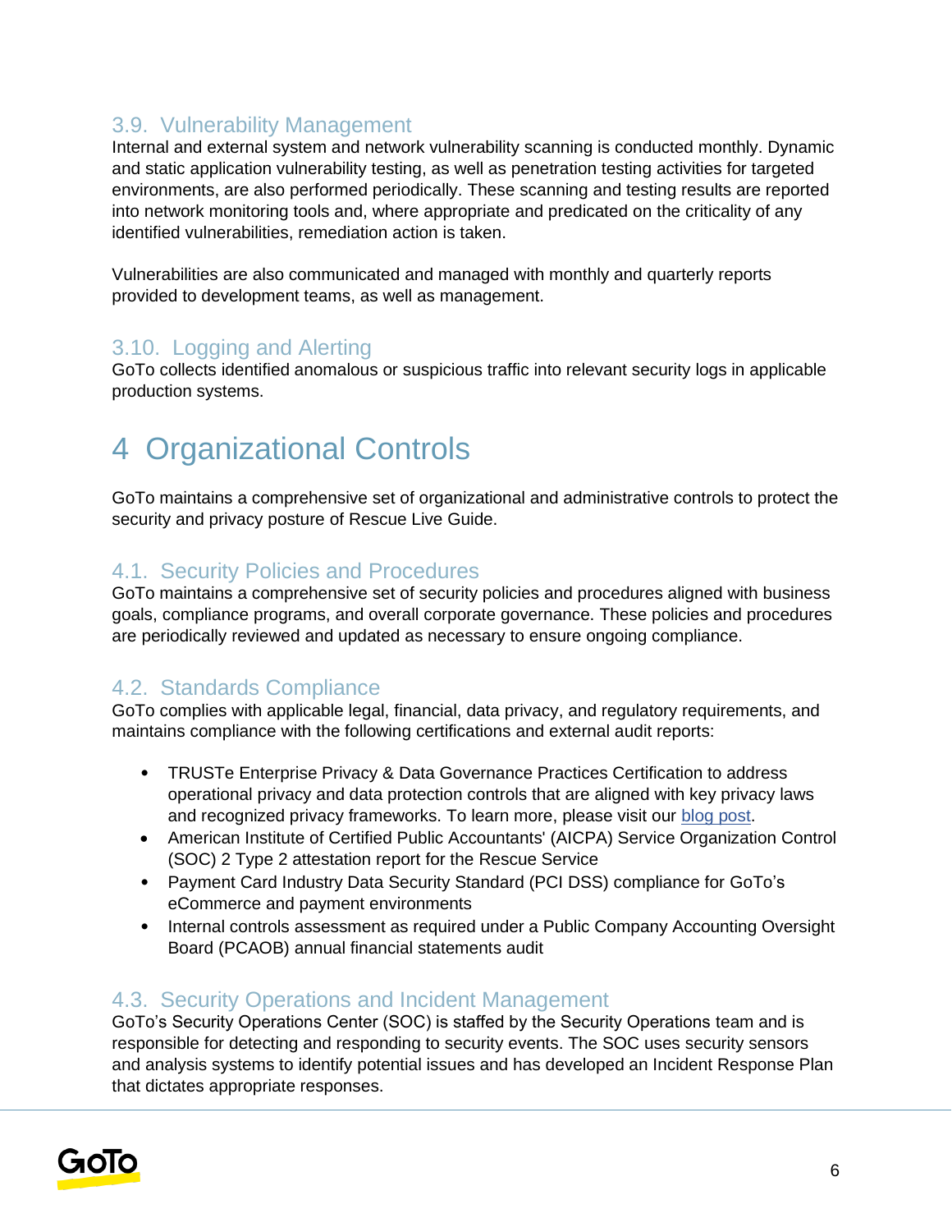### 3.9. Vulnerability Management

Internal and external system and network vulnerability scanning is conducted monthly. Dynamic and static application vulnerability testing, as well as penetration testing activities for targeted environments, are also performed periodically. These scanning and testing results are reported into network monitoring tools and, where appropriate and predicated on the criticality of any identified vulnerabilities, remediation action is taken.

Vulnerabilities are also communicated and managed with monthly and quarterly reports provided to development teams, as well as management.

### 3.10. Logging and Alerting

GoTo collects identified anomalous or suspicious traffic into relevant security logs in applicable production systems.

## 4 Organizational Controls

GoTo maintains a comprehensive set of organizational and administrative controls to protect the security and privacy posture of Rescue Live Guide.

### 4.1. Security Policies and Procedures

GoTo maintains a comprehensive set of security policies and procedures aligned with business goals, compliance programs, and overall corporate governance. These policies and procedures are periodically reviewed and updated as necessary to ensure ongoing compliance.

### 4.2. Standards Compliance

GoTo complies with applicable legal, financial, data privacy, and regulatory requirements, and maintains compliance with the following certifications and external audit reports:

- TRUSTe Enterprise Privacy & Data Governance Practices Certification to address operational privacy and data protection controls that are aligned with key privacy laws and recognized privacy frameworks. To learn more, please visit our blog post.
- American Institute of Certified Public Accountants' (AICPA) Service Organization Control (SOC) 2 Type 2 attestation report for the Rescue Service
- Payment Card Industry Data Security Standard (PCI DSS) compliance for GoTo's eCommerce and payment environments
- Internal controls assessment as required under a Public Company Accounting Oversight Board (PCAOB) annual financial statements audit

### 4.3. Security Operations and Incident Management

GoTo's Security Operations Center (SOC) is staffed by the Security Operations team and is responsible for detecting and responding to security events. The SOC uses security sensors and analysis systems to identify potential issues and has developed an Incident Response Plan that dictates appropriate responses.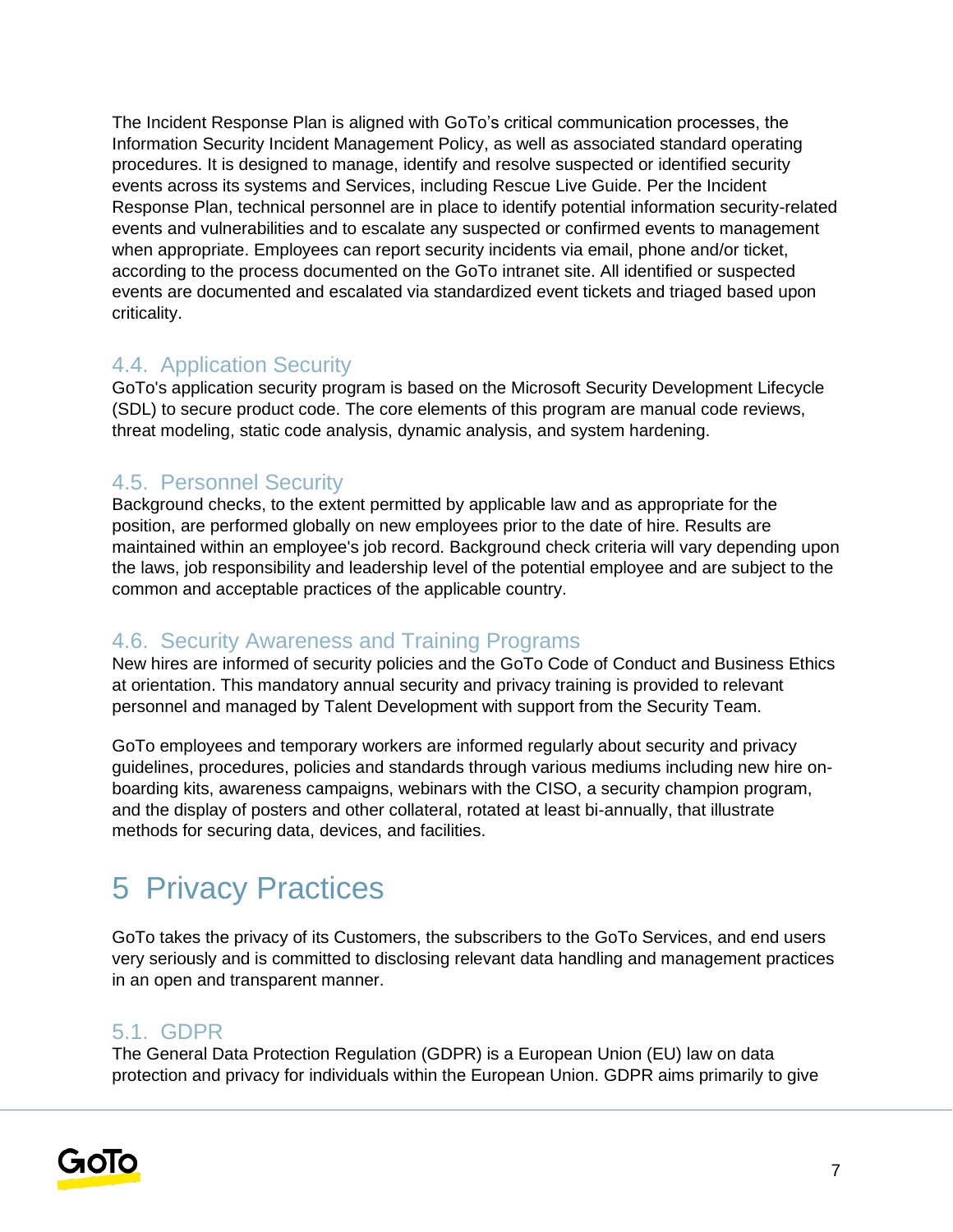The Incident Response Plan is aligned with GoTo's critical communication processes, the Information Security Incident Management Policy, as well as associated standard operating procedures. It is designed to manage, identify and resolve suspected or identified security events across its systems and Services, including Rescue Live Guide. Per the Incident Response Plan, technical personnel are in place to identify potential information security-related events and vulnerabilities and to escalate any suspected or confirmed events to management when appropriate. Employees can report security incidents via email, phone and/or ticket, according to the process documented on the GoTo intranet site. All identified or suspected events are documented and escalated via standardized event tickets and triaged based upon criticality.

### 4.4. Application Security

GoTo's application security program is based on the Microsoft Security Development Lifecycle (SDL) to secure product code. The core elements of this program are manual code reviews, threat modeling, static code analysis, dynamic analysis, and system hardening.

### 4.5. Personnel Security

Background checks, to the extent permitted by applicable law and as appropriate for the position, are performed globally on new employees prior to the date of hire. Results are maintained within an employee's job record. Background check criteria will vary depending upon the laws, job responsibility and leadership level of the potential employee and are subject to the common and acceptable practices of the applicable country.

### 4.6. Security Awareness and Training Programs

New hires are informed of security policies and the GoTo Code of Conduct and Business Ethics at orientation. This mandatory annual security and privacy training is provided to relevant personnel and managed by Talent Development with support from the Security Team.

GoTo employees and temporary workers are informed regularly about security and privacy guidelines, procedures, policies and standards through various mediums including new hire on-boarding kits, awareness campaigns, webinars with the CISO, a security champion program, and the display of posters and other collateral, rotated at least bi-annually, that illustrate methods for securing data, devices, and facilities.

## 5 Privacy Practices

GoTo takes the privacy of its Customers, the subscribers to the GoTo Services, and end users very seriously and is committed to disclosing relevant data handling and management practices in an open and transparent manner.

### 5.1. GDPR

The General Data Protection Regulation (GDPR) is a European Union (EU) law on data protection and privacy for individuals within the European Union. GDPR aims primarily to give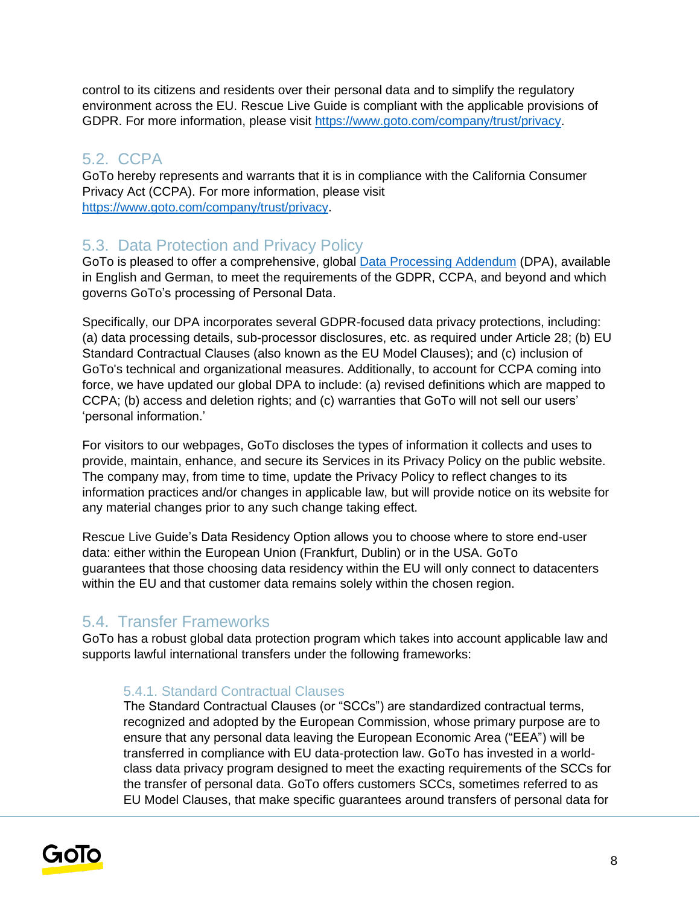control to its citizens and residents over their personal data and to simplify the regulatory environment across the EU. Rescue Live Guide is compliant with the applicable provisions of GDPR. For more information, please visit [https://www.goto.com/company/trust/privacy](https://www.goto.com/company/trust/privacy).

## 5.2. CCPA

GoTo hereby represents and warrants that it is in compliance with the California Consumer Privacy Act (CCPA). For more information, please visit [https://www.goto.com/company/trust/privacy](https://www.goto.com/company/trust/privacy).

## 5.3. Data Protection and Privacy Policy

GoTo is pleased to offer a comprehensive, global Data Processing Addendum (DPA), available in English and German, to meet the requirements of the GDPR, CCPA, and beyond and which governs GoTo's processing of Personal Data.

Specifically, our DPA incorporates several GDPR-focused data privacy protections, including: (a) data processing details, sub-processor disclosures, etc. as required under Article 28; (b) EU Standard Contractual Clauses (also known as the EU Model Clauses); and (c) inclusion of GoTo's technical and organizational measures. Additionally, to account for CCPA coming into force, we have updated our global DPA to include: (a) revised definitions which are mapped to CCPA; (b) access and deletion rights; and (c) warranties that GoTo will not sell our users' 'personal information.'

For visitors to our webpages, GoTo discloses the types of information it collects and uses to provide, maintain, enhance, and secure its Services in its Privacy Policy on the public website. The company may, from time to time, update the Privacy Policy to reflect changes to its information practices and/or changes in applicable law, but will provide notice on its website for any material changes prior to any such change taking effect.

Rescue Live Guide's Data Residency Option allows you to choose where to store end-user data: either within the European Union (Frankfurt, Dublin) or in the USA. GoTo guarantees that those choosing data residency within the EU will only connect to datacenters within the EU and that customer data remains solely within the chosen region.

## 5.4. Transfer Frameworks

GoTo has a robust global data protection program which takes into account applicable law and supports lawful international transfers under the following frameworks:

### 5.4.1. Standard Contractual Clauses

The Standard Contractual Clauses (or "SCCs") are standardized contractual terms, recognized and adopted by the European Commission, whose primary purpose are to ensure that any personal data leaving the European Economic Area ("EEA") will be transferred in compliance with EU data-protection law. GoTo has invested in a world-class data privacy program designed to meet the exacting requirements of the SCCs for the transfer of personal data. GoTo offers customers SCCs, sometimes referred to as EU Model Clauses, that make specific guarantees around transfers of personal data for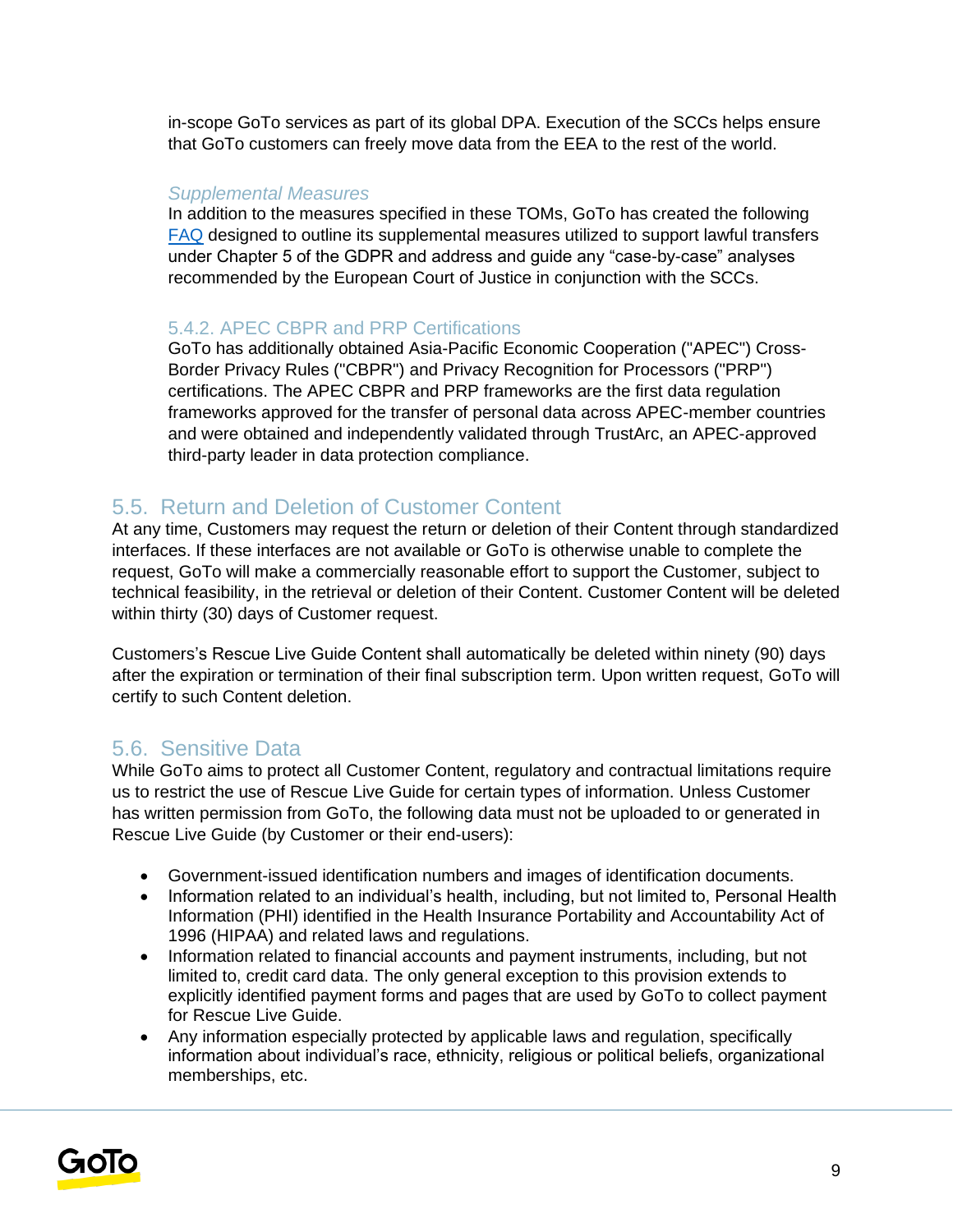in-scope GoTo services as part of its global DPA. Execution of the SCCs helps ensure that GoTo customers can freely move data from the EEA to the rest of the world.

#### *Supplemental Measures*

In addition to the measures specified in these TOMs, GoTo has created the following FAQ designed to outline its supplemental measures utilized to support lawful transfers under Chapter 5 of the GDPR and address and guide any “case-by-case” analyses recommended by the European Court of Justice in conjunction with the SCCs.

### 5.4.2. APEC CBPR and PRP Certifications

GoTo has additionally obtained Asia-Pacific Economic Cooperation ("APEC") Cross-Border Privacy Rules ("CBPR") and Privacy Recognition for Processors ("PRP") certifications. The APEC CBPR and PRP frameworks are the first data regulation frameworks approved for the transfer of personal data across APEC-member countries and were obtained and independently validated through TrustArc, an APEC-approved third-party leader in data protection compliance.

## 5.5. Return and Deletion of Customer Content

At any time, Customers may request the return or deletion of their Content through standardized interfaces. If these interfaces are not available or GoTo is otherwise unable to complete the request, GoTo will make a commercially reasonable effort to support the Customer, subject to technical feasibility, in the retrieval or deletion of their Content. Customer Content will be deleted within thirty (30) days of Customer request.

Customers’s Rescue Live Guide Content shall automatically be deleted within ninety (90) days after the expiration or termination of their final subscription term. Upon written request, GoTo will certify to such Content deletion.

## 5.6. Sensitive Data

While GoTo aims to protect all Customer Content, regulatory and contractual limitations require us to restrict the use of Rescue Live Guide for certain types of information. Unless Customer has written permission from GoTo, the following data must not be uploaded to or generated in Rescue Live Guide (by Customer or their end-users):

- Government-issued identification numbers and images of identification documents.
- Information related to an individual’s health, including, but not limited to, Personal Health Information (PHI) identified in the Health Insurance Portability and Accountability Act of 1996 (HIPAA) and related laws and regulations.
- Information related to financial accounts and payment instruments, including, but not limited to, credit card data. The only general exception to this provision extends to explicitly identified payment forms and pages that are used by GoTo to collect payment for Rescue Live Guide.
- Any information especially protected by applicable laws and regulation, specifically information about individual’s race, ethnicity, religious or political beliefs, organizational memberships, etc.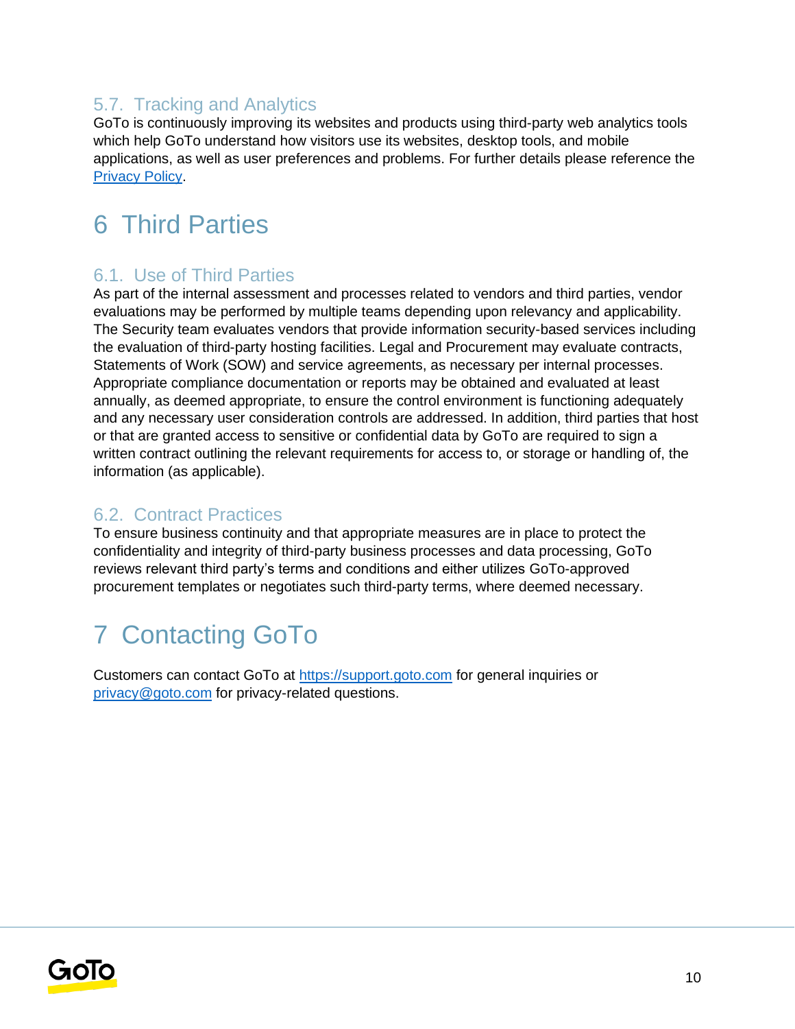### 5.7. Tracking and Analytics

GoTo is continuously improving its websites and products using third-party web analytics tools which help GoTo understand how visitors use its websites, desktop tools, and mobile applications, as well as user preferences and problems. For further details please reference the Privacy Policy.

# 6 Third Parties

### 6.1. Use of Third Parties

As part of the internal assessment and processes related to vendors and third parties, vendor evaluations may be performed by multiple teams depending upon relevancy and applicability. The Security team evaluates vendors that provide information security-based services including the evaluation of third-party hosting facilities. Legal and Procurement may evaluate contracts, Statements of Work (SOW) and service agreements, as necessary per internal processes. Appropriate compliance documentation or reports may be obtained and evaluated at least annually, as deemed appropriate, to ensure the control environment is functioning adequately and any necessary user consideration controls are addressed. In addition, third parties that host or that are granted access to sensitive or confidential data by GoTo are required to sign a written contract outlining the relevant requirements for access to, or storage or handling of, the information (as applicable).

### 6.2. Contract Practices

To ensure business continuity and that appropriate measures are in place to protect the confidentiality and integrity of third-party business processes and data processing, GoTo reviews relevant third party's terms and conditions and either utilizes GoTo-approved procurement templates or negotiates such third-party terms, where deemed necessary.

# 7 Contacting GoTo

Customers can contact GoTo at https://support.goto.com for general inquiries or privacy@goto.com for privacy-related questions.